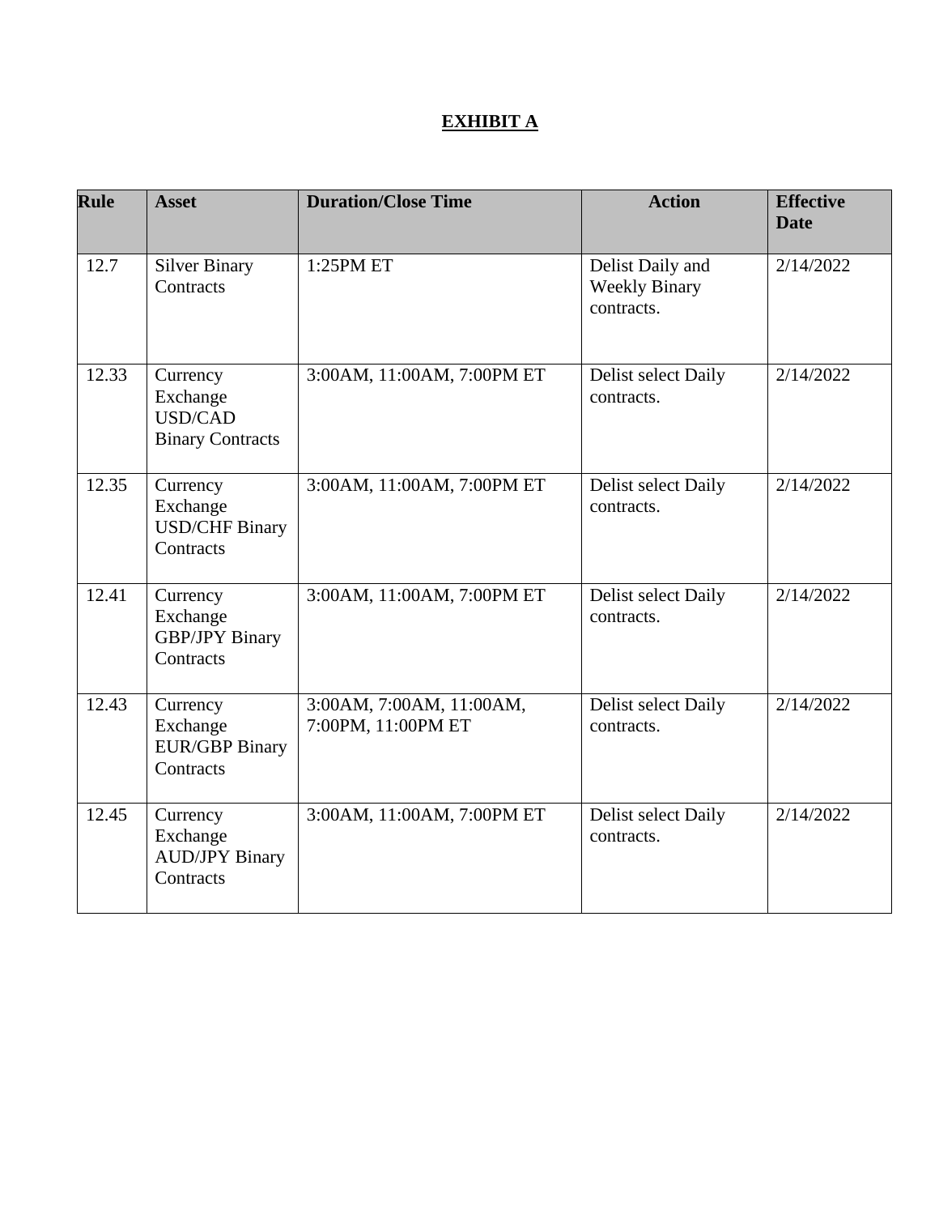# EXHIBIT A

| Rule | Asset | Duration/Close Time | Action | Effective Date |
| --- | --- | --- | --- | --- |
| 12.7 | Silver Binary Contracts | 1:25PM ET | Delist Daily and Weekly Binary contracts. | 2/14/2022 |
| 12.33 | Currency Exchange USD/CAD Binary Contracts | 3:00AM, 11:00AM, 7:00PM ET | Delist select Daily contracts. | 2/14/2022 |
| 12.35 | Currency Exchange USD/CHF Binary Contracts | 3:00AM, 11:00AM, 7:00PM ET | Delist select Daily contracts. | 2/14/2022 |
| 12.41 | Currency Exchange GBP/JPY Binary Contracts | 3:00AM, 11:00AM, 7:00PM ET | Delist select Daily contracts. | 2/14/2022 |
| 12.43 | Currency Exchange EUR/GBP Binary Contracts | 3:00AM, 7:00AM, 11:00AM, 7:00PM, 11:00PM ET | Delist select Daily contracts. | 2/14/2022 |
| 12.45 | Currency Exchange AUD/JPY Binary Contracts | 3:00AM, 11:00AM, 7:00PM ET | Delist select Daily contracts. | 2/14/2022 |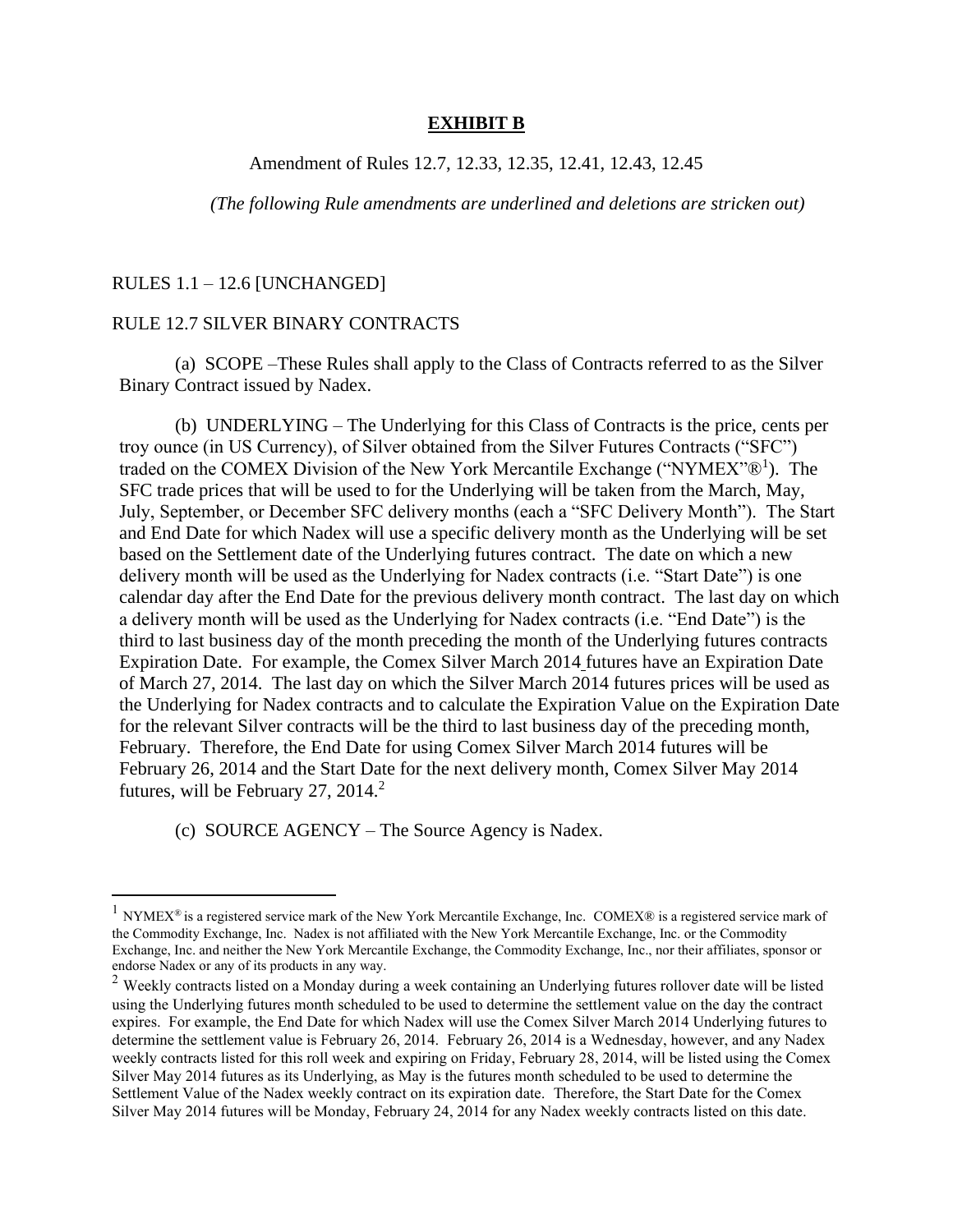# EXHIBIT B

Amendment of Rules 12.7, 12.33, 12.35, 12.41, 12.43, 12.45

*(The following Rule amendments are underlined and deletions are stricken out)*

RULES 1.1 – 12.6 [UNCHANGED]

RULE 12.7 SILVER BINARY CONTRACTS

(a) SCOPE –These Rules shall apply to the Class of Contracts referred to as the Silver Binary Contract issued by Nadex.

(b) UNDERLYING – The Underlying for this Class of Contracts is the price, cents per troy ounce (in US Currency), of Silver obtained from the Silver Futures Contracts ("SFC") traded on the COMEX Division of the New York Mercantile Exchange ("NYMEX"®[1]). The SFC trade prices that will be used to for the Underlying will be taken from the March, May, July, September, or December SFC delivery months (each a "SFC Delivery Month"). The Start and End Date for which Nadex will use a specific delivery month as the Underlying will be set based on the Settlement date of the Underlying futures contract. The date on which a new delivery month will be used as the Underlying for Nadex contracts (i.e. "Start Date") is one calendar day after the End Date for the previous delivery month contract. The last day on which a delivery month will be used as the Underlying for Nadex contracts (i.e. "End Date") is the third to last business day of the month preceding the month of the Underlying futures contracts Expiration Date. For example, the Comex Silver March 2014 futures have an Expiration Date of March 27, 2014. The last day on which the Silver March 2014 futures prices will be used as the Underlying for Nadex contracts and to calculate the Expiration Value on the Expiration Date for the relevant Silver contracts will be the third to last business day of the preceding month, February. Therefore, the End Date for using Comex Silver March 2014 futures will be February 26, 2014 and the Start Date for the next delivery month, Comex Silver May 2014 futures, will be February 27, 2014.[2]

(c) SOURCE AGENCY – The Source Agency is Nadex.

---

[1] NYMEX® is a registered service mark of the New York Mercantile Exchange, Inc. COMEX® is a registered service mark of the Commodity Exchange, Inc. Nadex is not affiliated with the New York Mercantile Exchange, Inc. or the Commodity Exchange, Inc. and neither the New York Mercantile Exchange, the Commodity Exchange, Inc., nor their affiliates, sponsor or endorse Nadex or any of its products in any way.

[2] Weekly contracts listed on a Monday during a week containing an Underlying futures rollover date will be listed using the Underlying futures month scheduled to be used to determine the settlement value on the day the contract expires. For example, the End Date for which Nadex will use the Comex Silver March 2014 Underlying futures to determine the settlement value is February 26, 2014. February 26, 2014 is a Wednesday, however, and any Nadex weekly contracts listed for this roll week and expiring on Friday, February 28, 2014, will be listed using the Comex Silver May 2014 futures as its Underlying, as May is the futures month scheduled to be used to determine the Settlement Value of the Nadex weekly contract on its expiration date. Therefore, the Start Date for the Comex Silver May 2014 futures will be Monday, February 24, 2014 for any Nadex weekly contracts listed on this date.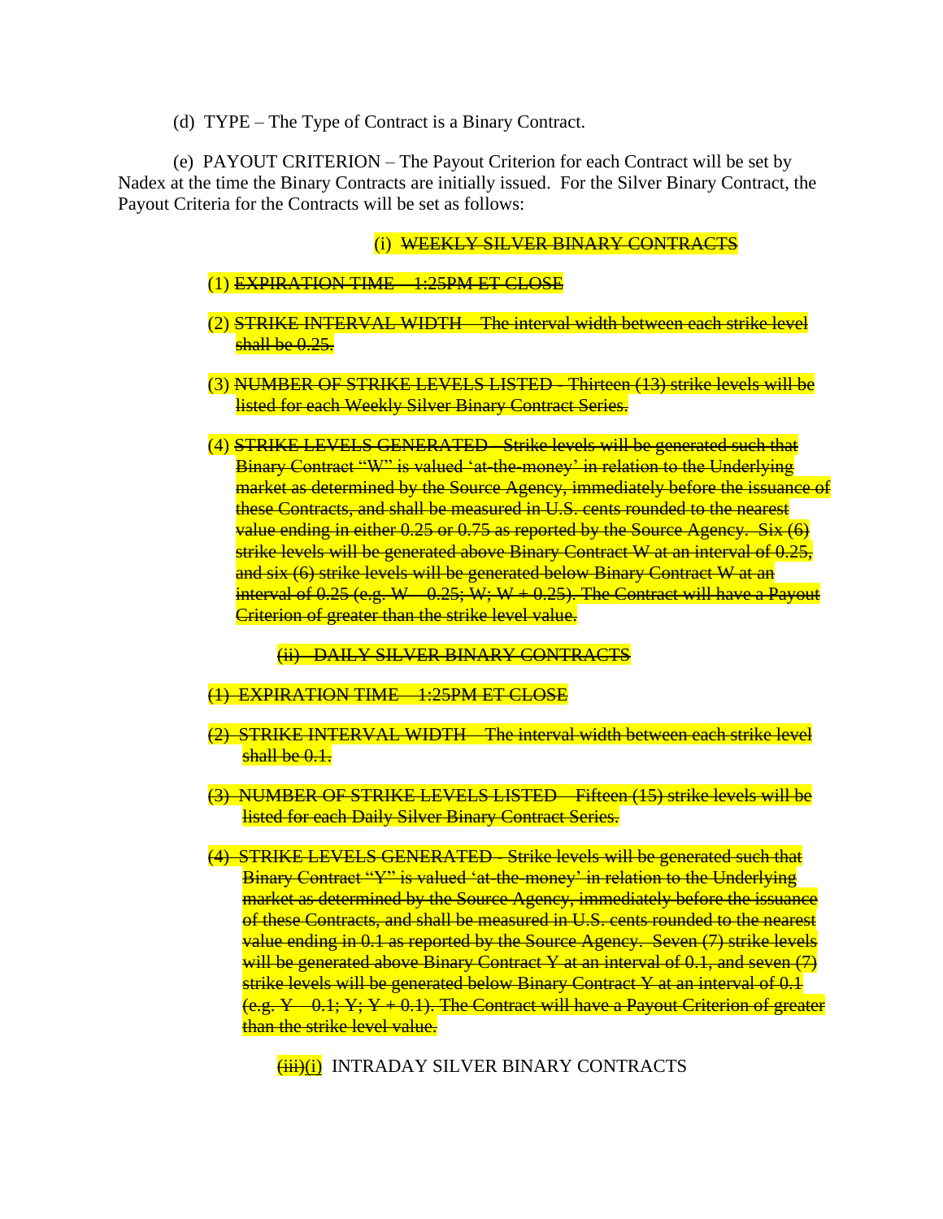(d) TYPE – The Type of Contract is a Binary Contract.

(e) PAYOUT CRITERION – The Payout Criterion for each Contract will be set by Nadex at the time the Binary Contracts are initially issued. For the Silver Binary Contract, the Payout Criteria for the Contracts will be set as follows:

(i) ~~WEEKLY SILVER BINARY CONTRACTS~~

(1) ~~EXPIRATION TIME – 1:25PM ET CLOSE~~

(2) ~~STRIKE INTERVAL WIDTH – The interval width between each strike level shall be 0.25.~~

(3) ~~NUMBER OF STRIKE LEVELS LISTED - Thirteen (13) strike levels will be listed for each Weekly Silver Binary Contract Series.~~

(4) ~~STRIKE LEVELS GENERATED - Strike levels will be generated such that Binary Contract "W" is valued 'at-the-money' in relation to the Underlying market as determined by the Source Agency, immediately before the issuance of these Contracts, and shall be measured in U.S. cents rounded to the nearest value ending in either 0.25 or 0.75 as reported by the Source Agency. Six (6) strike levels will be generated above Binary Contract W at an interval of 0.25, and six (6) strike levels will be generated below Binary Contract W at an interval of 0.25 (e.g. W – 0.25; W; W + 0.25). The Contract will have a Payout Criterion of greater than the strike level value.~~

~~(ii) DAILY SILVER BINARY CONTRACTS~~

~~(1) EXPIRATION TIME – 1:25PM ET CLOSE~~

~~(2) STRIKE INTERVAL WIDTH – The interval width between each strike level shall be 0.1.~~

~~(3) NUMBER OF STRIKE LEVELS LISTED – Fifteen (15) strike levels will be listed for each Daily Silver Binary Contract Series.~~

~~(4) STRIKE LEVELS GENERATED - Strike levels will be generated such that Binary Contract "Y" is valued 'at-the-money' in relation to the Underlying market as determined by the Source Agency, immediately before the issuance of these Contracts, and shall be measured in U.S. cents rounded to the nearest value ending in 0.1 as reported by the Source Agency. Seven (7) strike levels will be generated above Binary Contract Y at an interval of 0.1, and seven (7) strike levels will be generated below Binary Contract Y at an interval of 0.1 (e.g. Y – 0.1; Y; Y + 0.1). The Contract will have a Payout Criterion of greater than the strike level value.~~

~~(iii)~~(i) INTRADAY SILVER BINARY CONTRACTS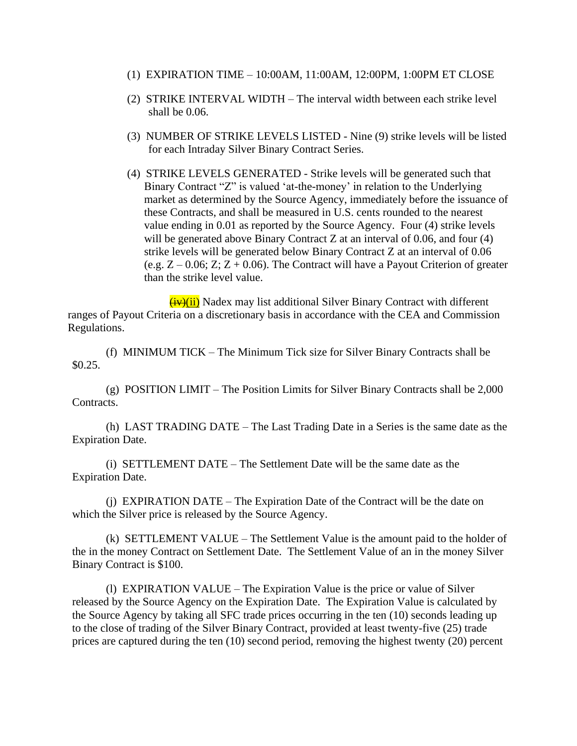(1) EXPIRATION TIME – 10:00AM, 11:00AM, 12:00PM, 1:00PM ET CLOSE

(2) STRIKE INTERVAL WIDTH – The interval width between each strike level shall be 0.06.

(3) NUMBER OF STRIKE LEVELS LISTED - Nine (9) strike levels will be listed for each Intraday Silver Binary Contract Series.

(4) STRIKE LEVELS GENERATED - Strike levels will be generated such that Binary Contract "Z" is valued 'at-the-money' in relation to the Underlying market as determined by the Source Agency, immediately before the issuance of these Contracts, and shall be measured in U.S. cents rounded to the nearest value ending in 0.01 as reported by the Source Agency. Four (4) strike levels will be generated above Binary Contract Z at an interval of 0.06, and four (4) strike levels will be generated below Binary Contract Z at an interval of 0.06 (e.g. Z – 0.06; Z; Z + 0.06). The Contract will have a Payout Criterion of greater than the strike level value.

~~(iv)~~(ii) Nadex may list additional Silver Binary Contract with different ranges of Payout Criteria on a discretionary basis in accordance with the CEA and Commission Regulations.

(f) MINIMUM TICK – The Minimum Tick size for Silver Binary Contracts shall be $0.25.

(g) POSITION LIMIT – The Position Limits for Silver Binary Contracts shall be 2,000 Contracts.

(h) LAST TRADING DATE – The Last Trading Date in a Series is the same date as the Expiration Date.

(i) SETTLEMENT DATE – The Settlement Date will be the same date as the Expiration Date.

(j) EXPIRATION DATE – The Expiration Date of the Contract will be the date on which the Silver price is released by the Source Agency.

(k) SETTLEMENT VALUE – The Settlement Value is the amount paid to the holder of the in the money Contract on Settlement Date. The Settlement Value of an in the money Silver Binary Contract is $100.

(l) EXPIRATION VALUE – The Expiration Value is the price or value of Silver released by the Source Agency on the Expiration Date. The Expiration Value is calculated by the Source Agency by taking all SFC trade prices occurring in the ten (10) seconds leading up to the close of trading of the Silver Binary Contract, provided at least twenty-five (25) trade prices are captured during the ten (10) second period, removing the highest twenty (20) percent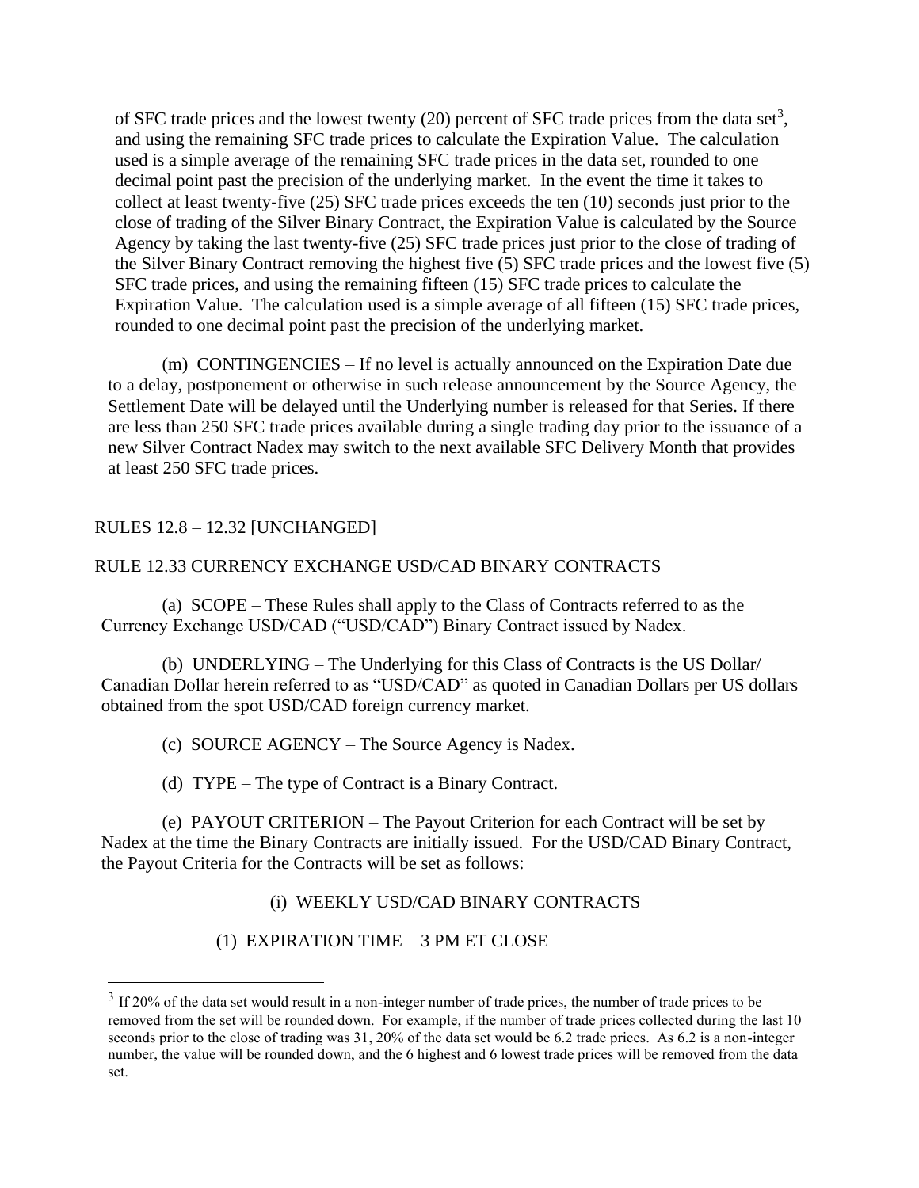of SFC trade prices and the lowest twenty (20) percent of SFC trade prices from the data set[3], and using the remaining SFC trade prices to calculate the Expiration Value. The calculation used is a simple average of the remaining SFC trade prices in the data set, rounded to one decimal point past the precision of the underlying market. In the event the time it takes to collect at least twenty-five (25) SFC trade prices exceeds the ten (10) seconds just prior to the close of trading of the Silver Binary Contract, the Expiration Value is calculated by the Source Agency by taking the last twenty-five (25) SFC trade prices just prior to the close of trading of the Silver Binary Contract removing the highest five (5) SFC trade prices and the lowest five (5) SFC trade prices, and using the remaining fifteen (15) SFC trade prices to calculate the Expiration Value. The calculation used is a simple average of all fifteen (15) SFC trade prices, rounded to one decimal point past the precision of the underlying market.

(m) CONTINGENCIES – If no level is actually announced on the Expiration Date due to a delay, postponement or otherwise in such release announcement by the Source Agency, the Settlement Date will be delayed until the Underlying number is released for that Series. If there are less than 250 SFC trade prices available during a single trading day prior to the issuance of a new Silver Contract Nadex may switch to the next available SFC Delivery Month that provides at least 250 SFC trade prices.

RULES 12.8 – 12.32 [UNCHANGED]

RULE 12.33 CURRENCY EXCHANGE USD/CAD BINARY CONTRACTS

(a) SCOPE – These Rules shall apply to the Class of Contracts referred to as the Currency Exchange USD/CAD ("USD/CAD") Binary Contract issued by Nadex.

(b) UNDERLYING – The Underlying for this Class of Contracts is the US Dollar/ Canadian Dollar herein referred to as "USD/CAD" as quoted in Canadian Dollars per US dollars obtained from the spot USD/CAD foreign currency market.

(c) SOURCE AGENCY – The Source Agency is Nadex.

(d) TYPE – The type of Contract is a Binary Contract.

(e) PAYOUT CRITERION – The Payout Criterion for each Contract will be set by Nadex at the time the Binary Contracts are initially issued. For the USD/CAD Binary Contract, the Payout Criteria for the Contracts will be set as follows:

(i) WEEKLY USD/CAD BINARY CONTRACTS

(1) EXPIRATION TIME – 3 PM ET CLOSE

[3] If 20% of the data set would result in a non-integer number of trade prices, the number of trade prices to be removed from the set will be rounded down. For example, if the number of trade prices collected during the last 10 seconds prior to the close of trading was 31, 20% of the data set would be 6.2 trade prices. As 6.2 is a non-integer number, the value will be rounded down, and the 6 highest and 6 lowest trade prices will be removed from the data set.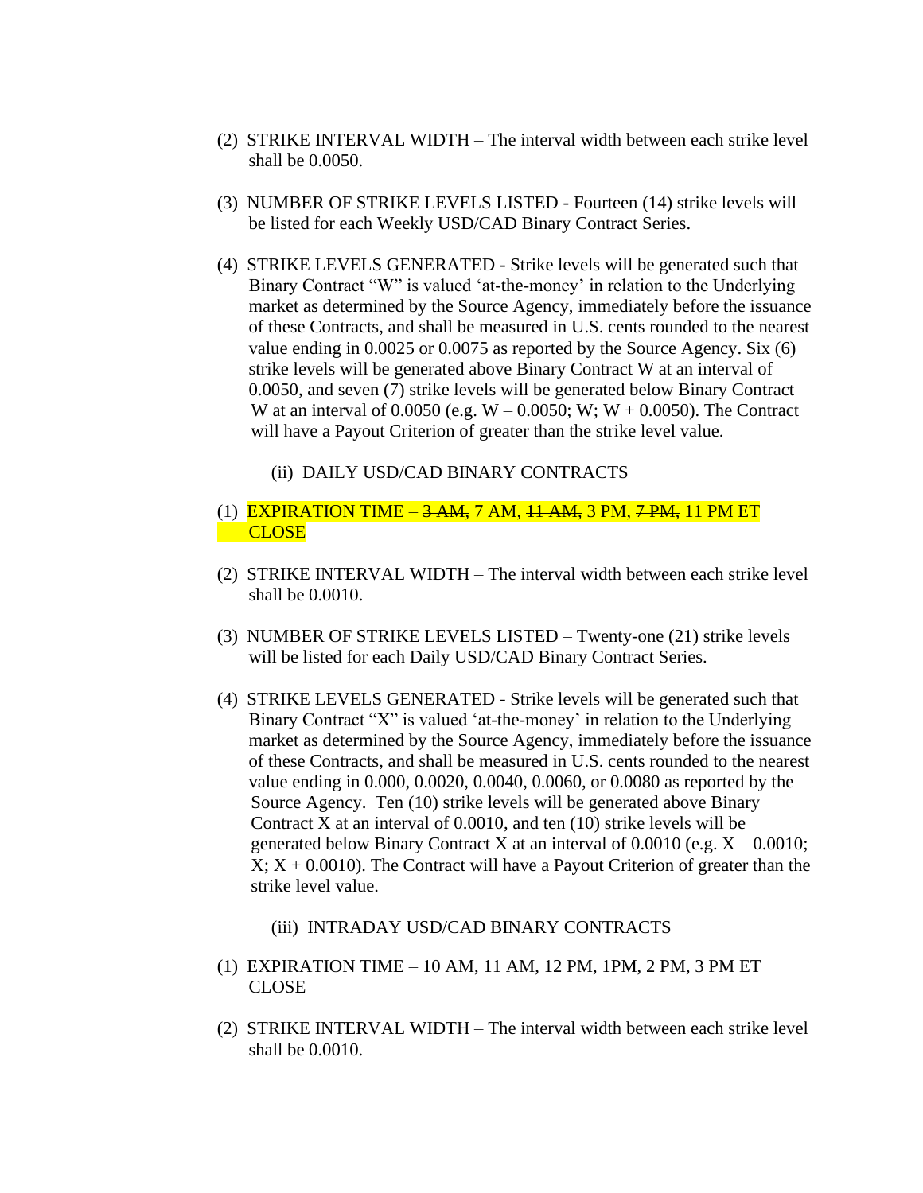(2) STRIKE INTERVAL WIDTH – The interval width between each strike level shall be 0.0050.

(3) NUMBER OF STRIKE LEVELS LISTED - Fourteen (14) strike levels will be listed for each Weekly USD/CAD Binary Contract Series.

(4) STRIKE LEVELS GENERATED - Strike levels will be generated such that Binary Contract "W" is valued 'at-the-money' in relation to the Underlying market as determined by the Source Agency, immediately before the issuance of these Contracts, and shall be measured in U.S. cents rounded to the nearest value ending in 0.0025 or 0.0075 as reported by the Source Agency. Six (6) strike levels will be generated above Binary Contract W at an interval of 0.0050, and seven (7) strike levels will be generated below Binary Contract W at an interval of 0.0050 (e.g. W – 0.0050; W; W + 0.0050). The Contract will have a Payout Criterion of greater than the strike level value.

(ii) DAILY USD/CAD BINARY CONTRACTS

(1) EXPIRATION TIME – ~~3 AM,~~ 7 AM, ~~11 AM,~~ 3 PM, ~~7 PM,~~ 11 PM ET CLOSE

(2) STRIKE INTERVAL WIDTH – The interval width between each strike level shall be 0.0010.

(3) NUMBER OF STRIKE LEVELS LISTED – Twenty-one (21) strike levels will be listed for each Daily USD/CAD Binary Contract Series.

(4) STRIKE LEVELS GENERATED - Strike levels will be generated such that Binary Contract "X" is valued 'at-the-money' in relation to the Underlying market as determined by the Source Agency, immediately before the issuance of these Contracts, and shall be measured in U.S. cents rounded to the nearest value ending in 0.000, 0.0020, 0.0040, 0.0060, or 0.0080 as reported by the Source Agency. Ten (10) strike levels will be generated above Binary Contract X at an interval of 0.0010, and ten (10) strike levels will be generated below Binary Contract X at an interval of 0.0010 (e.g. X – 0.0010; X; X + 0.0010). The Contract will have a Payout Criterion of greater than the strike level value.

(iii) INTRADAY USD/CAD BINARY CONTRACTS

(1) EXPIRATION TIME – 10 AM, 11 AM, 12 PM, 1PM, 2 PM, 3 PM ET CLOSE

(2) STRIKE INTERVAL WIDTH – The interval width between each strike level shall be 0.0010.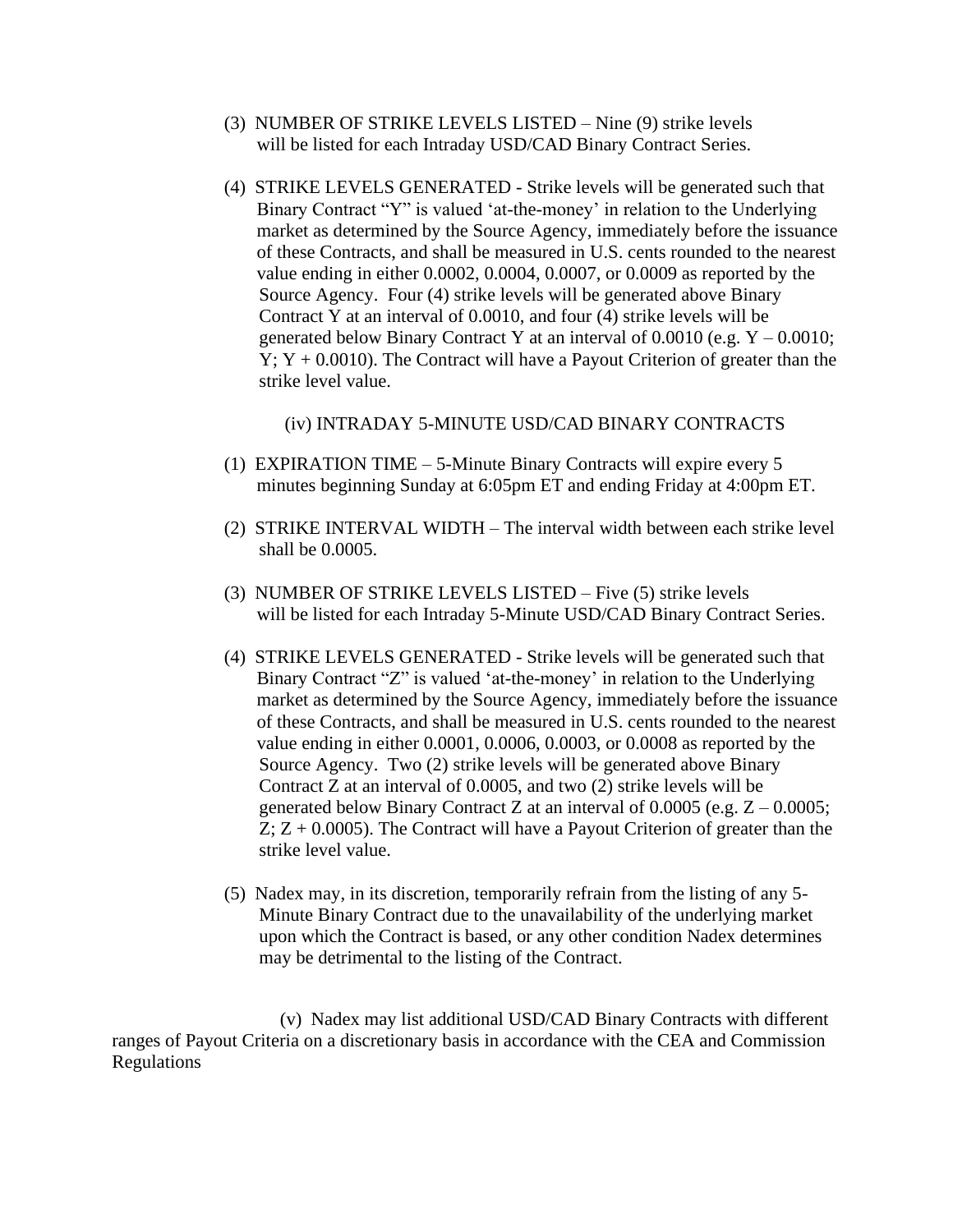(3) NUMBER OF STRIKE LEVELS LISTED – Nine (9) strike levels will be listed for each Intraday USD/CAD Binary Contract Series.

(4) STRIKE LEVELS GENERATED - Strike levels will be generated such that Binary Contract "Y" is valued 'at-the-money' in relation to the Underlying market as determined by the Source Agency, immediately before the issuance of these Contracts, and shall be measured in U.S. cents rounded to the nearest value ending in either 0.0002, 0.0004, 0.0007, or 0.0009 as reported by the Source Agency. Four (4) strike levels will be generated above Binary Contract Y at an interval of 0.0010, and four (4) strike levels will be generated below Binary Contract Y at an interval of 0.0010 (e.g. Y – 0.0010; Y; Y + 0.0010). The Contract will have a Payout Criterion of greater than the strike level value.

(iv) INTRADAY 5-MINUTE USD/CAD BINARY CONTRACTS

(1) EXPIRATION TIME – 5-Minute Binary Contracts will expire every 5 minutes beginning Sunday at 6:05pm ET and ending Friday at 4:00pm ET.

(2) STRIKE INTERVAL WIDTH – The interval width between each strike level shall be 0.0005.

(3) NUMBER OF STRIKE LEVELS LISTED – Five (5) strike levels will be listed for each Intraday 5-Minute USD/CAD Binary Contract Series.

(4) STRIKE LEVELS GENERATED - Strike levels will be generated such that Binary Contract "Z" is valued 'at-the-money' in relation to the Underlying market as determined by the Source Agency, immediately before the issuance of these Contracts, and shall be measured in U.S. cents rounded to the nearest value ending in either 0.0001, 0.0006, 0.0003, or 0.0008 as reported by the Source Agency. Two (2) strike levels will be generated above Binary Contract Z at an interval of 0.0005, and two (2) strike levels will be generated below Binary Contract Z at an interval of 0.0005 (e.g. Z – 0.0005; Z; Z + 0.0005). The Contract will have a Payout Criterion of greater than the strike level value.

(5) Nadex may, in its discretion, temporarily refrain from the listing of any 5-Minute Binary Contract due to the unavailability of the underlying market upon which the Contract is based, or any other condition Nadex determines may be detrimental to the listing of the Contract.

(v) Nadex may list additional USD/CAD Binary Contracts with different ranges of Payout Criteria on a discretionary basis in accordance with the CEA and Commission Regulations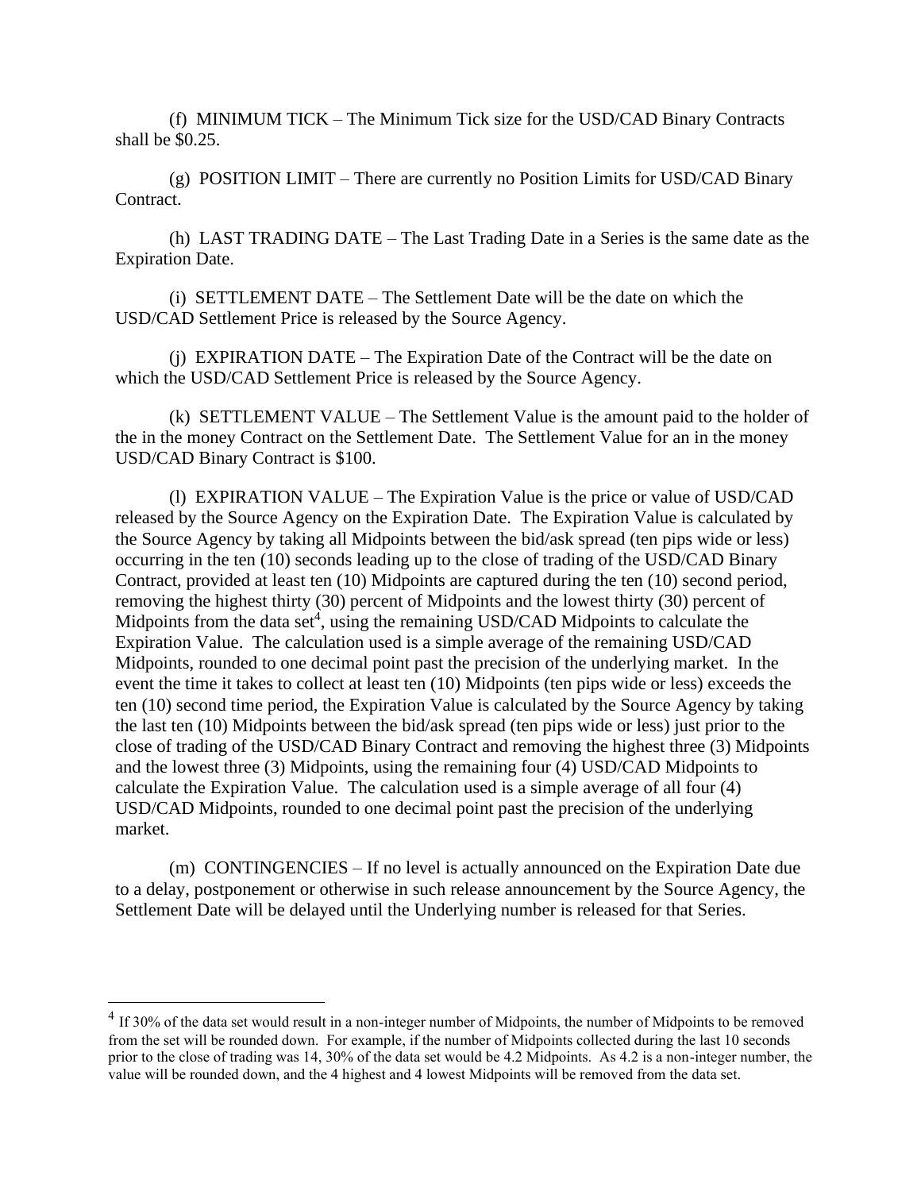(f) MINIMUM TICK – The Minimum Tick size for the USD/CAD Binary Contracts shall be $0.25.

(g) POSITION LIMIT – There are currently no Position Limits for USD/CAD Binary Contract.

(h) LAST TRADING DATE – The Last Trading Date in a Series is the same date as the Expiration Date.

(i) SETTLEMENT DATE – The Settlement Date will be the date on which the USD/CAD Settlement Price is released by the Source Agency.

(j) EXPIRATION DATE – The Expiration Date of the Contract will be the date on which the USD/CAD Settlement Price is released by the Source Agency.

(k) SETTLEMENT VALUE – The Settlement Value is the amount paid to the holder of the in the money Contract on the Settlement Date. The Settlement Value for an in the money USD/CAD Binary Contract is $100.

(l) EXPIRATION VALUE – The Expiration Value is the price or value of USD/CAD released by the Source Agency on the Expiration Date. The Expiration Value is calculated by the Source Agency by taking all Midpoints between the bid/ask spread (ten pips wide or less) occurring in the ten (10) seconds leading up to the close of trading of the USD/CAD Binary Contract, provided at least ten (10) Midpoints are captured during the ten (10) second period, removing the highest thirty (30) percent of Midpoints and the lowest thirty (30) percent of Midpoints from the data set[4], using the remaining USD/CAD Midpoints to calculate the Expiration Value. The calculation used is a simple average of the remaining USD/CAD Midpoints, rounded to one decimal point past the precision of the underlying market. In the event the time it takes to collect at least ten (10) Midpoints (ten pips wide or less) exceeds the ten (10) second time period, the Expiration Value is calculated by the Source Agency by taking the last ten (10) Midpoints between the bid/ask spread (ten pips wide or less) just prior to the close of trading of the USD/CAD Binary Contract and removing the highest three (3) Midpoints and the lowest three (3) Midpoints, using the remaining four (4) USD/CAD Midpoints to calculate the Expiration Value. The calculation used is a simple average of all four (4) USD/CAD Midpoints, rounded to one decimal point past the precision of the underlying market.

(m) CONTINGENCIES – If no level is actually announced on the Expiration Date due to a delay, postponement or otherwise in such release announcement by the Source Agency, the Settlement Date will be delayed until the Underlying number is released for that Series.

---

[4] If 30% of the data set would result in a non-integer number of Midpoints, the number of Midpoints to be removed from the set will be rounded down. For example, if the number of Midpoints collected during the last 10 seconds prior to the close of trading was 14, 30% of the data set would be 4.2 Midpoints. As 4.2 is a non-integer number, the value will be rounded down, and the 4 highest and 4 lowest Midpoints will be removed from the data set.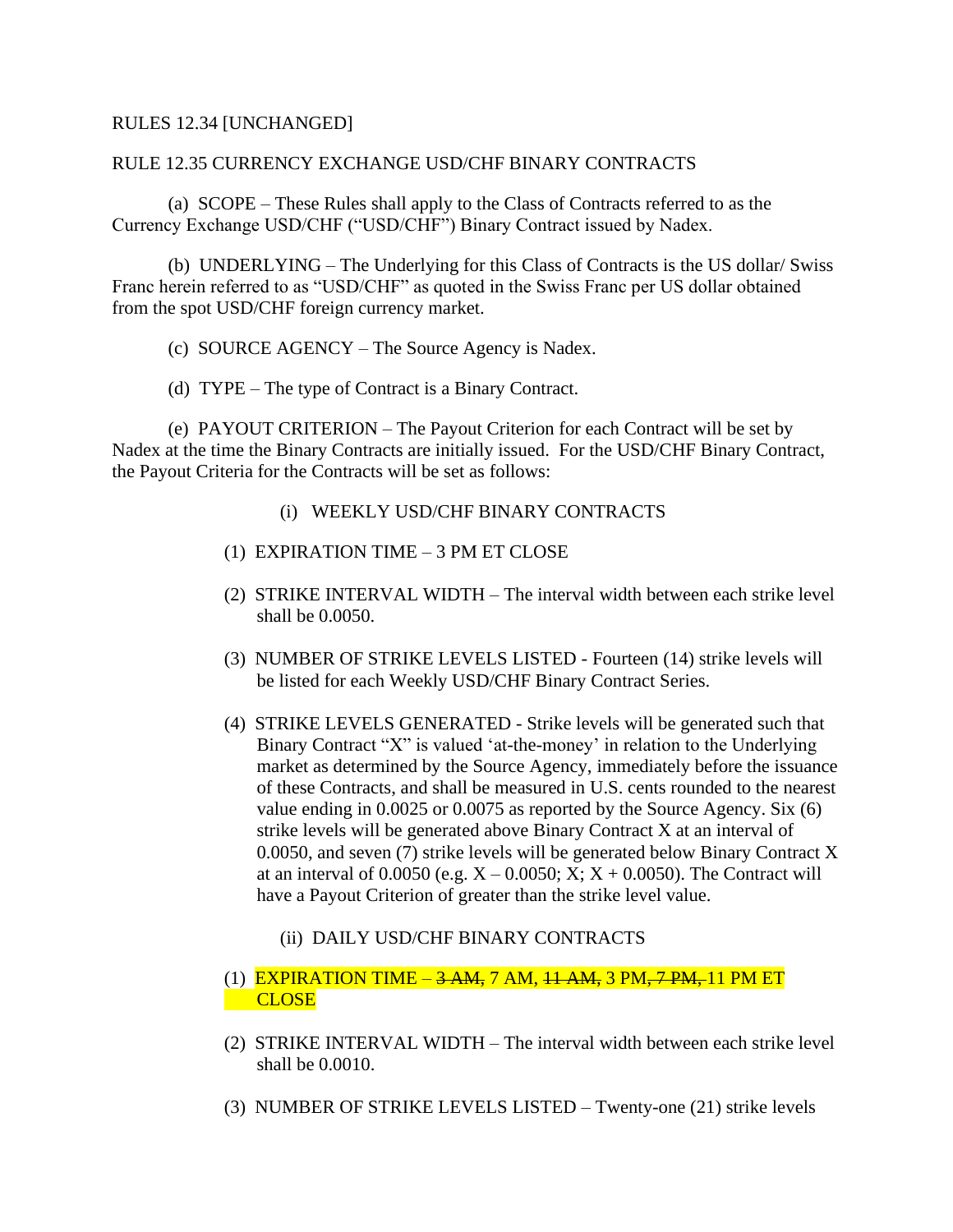RULES 12.34 [UNCHANGED]

RULE 12.35 CURRENCY EXCHANGE USD/CHF BINARY CONTRACTS

(a) SCOPE – These Rules shall apply to the Class of Contracts referred to as the Currency Exchange USD/CHF ("USD/CHF") Binary Contract issued by Nadex.

(b) UNDERLYING – The Underlying for this Class of Contracts is the US dollar/ Swiss Franc herein referred to as "USD/CHF" as quoted in the Swiss Franc per US dollar obtained from the spot USD/CHF foreign currency market.

(c) SOURCE AGENCY – The Source Agency is Nadex.

(d) TYPE – The type of Contract is a Binary Contract.

(e) PAYOUT CRITERION – The Payout Criterion for each Contract will be set by Nadex at the time the Binary Contracts are initially issued. For the USD/CHF Binary Contract, the Payout Criteria for the Contracts will be set as follows:

(i) WEEKLY USD/CHF BINARY CONTRACTS

(1) EXPIRATION TIME – 3 PM ET CLOSE

(2) STRIKE INTERVAL WIDTH – The interval width between each strike level shall be 0.0050.

(3) NUMBER OF STRIKE LEVELS LISTED - Fourteen (14) strike levels will be listed for each Weekly USD/CHF Binary Contract Series.

(4) STRIKE LEVELS GENERATED - Strike levels will be generated such that Binary Contract "X" is valued 'at-the-money' in relation to the Underlying market as determined by the Source Agency, immediately before the issuance of these Contracts, and shall be measured in U.S. cents rounded to the nearest value ending in 0.0025 or 0.0075 as reported by the Source Agency. Six (6) strike levels will be generated above Binary Contract X at an interval of 0.0050, and seven (7) strike levels will be generated below Binary Contract X at an interval of 0.0050 (e.g. X – 0.0050; X; X + 0.0050). The Contract will have a Payout Criterion of greater than the strike level value.

(ii) DAILY USD/CHF BINARY CONTRACTS

(1) EXPIRATION TIME – ~~3 AM,~~ 7 AM, ~~11 AM,~~ 3 PM~~, 7 PM,~~ 11 PM ET CLOSE

(2) STRIKE INTERVAL WIDTH – The interval width between each strike level shall be 0.0010.

(3) NUMBER OF STRIKE LEVELS LISTED – Twenty-one (21) strike levels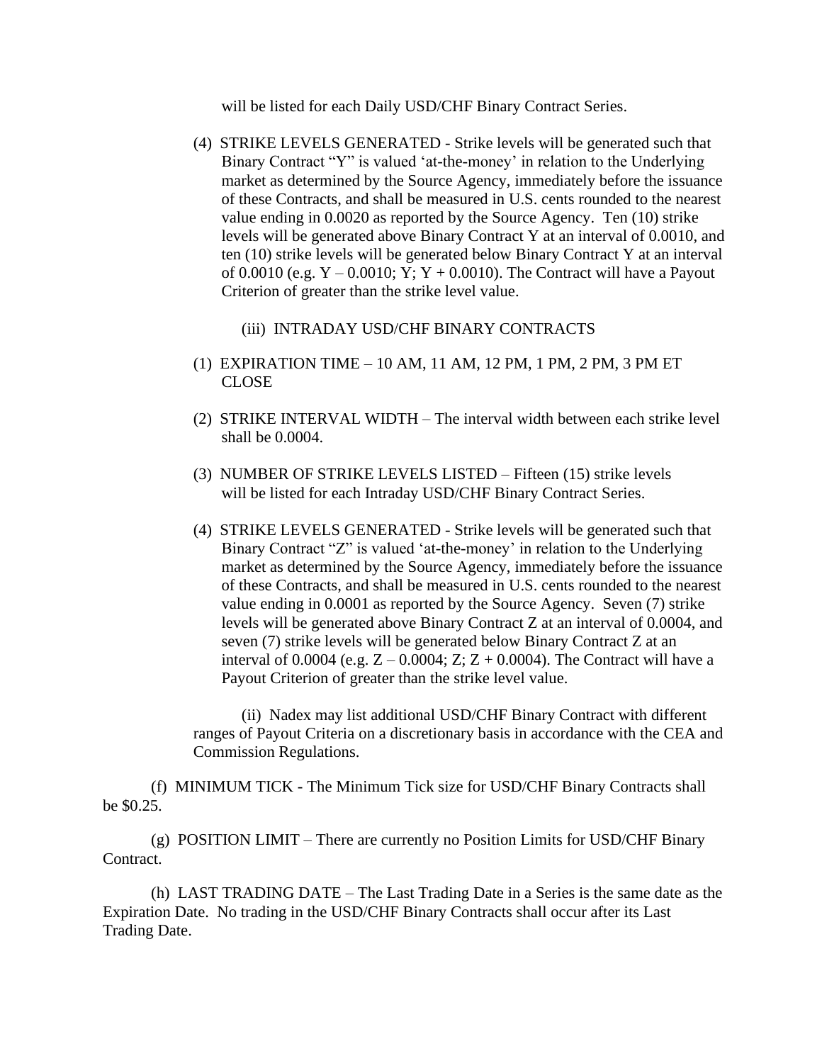will be listed for each Daily USD/CHF Binary Contract Series.

(4) STRIKE LEVELS GENERATED - Strike levels will be generated such that Binary Contract "Y" is valued 'at-the-money' in relation to the Underlying market as determined by the Source Agency, immediately before the issuance of these Contracts, and shall be measured in U.S. cents rounded to the nearest value ending in 0.0020 as reported by the Source Agency. Ten (10) strike levels will be generated above Binary Contract Y at an interval of 0.0010, and ten (10) strike levels will be generated below Binary Contract Y at an interval of 0.0010 (e.g. Y – 0.0010; Y; Y + 0.0010). The Contract will have a Payout Criterion of greater than the strike level value.

(iii) INTRADAY USD/CHF BINARY CONTRACTS

(1) EXPIRATION TIME – 10 AM, 11 AM, 12 PM, 1 PM, 2 PM, 3 PM ET CLOSE

(2) STRIKE INTERVAL WIDTH – The interval width between each strike level shall be 0.0004.

(3) NUMBER OF STRIKE LEVELS LISTED – Fifteen (15) strike levels will be listed for each Intraday USD/CHF Binary Contract Series.

(4) STRIKE LEVELS GENERATED - Strike levels will be generated such that Binary Contract "Z" is valued 'at-the-money' in relation to the Underlying market as determined by the Source Agency, immediately before the issuance of these Contracts, and shall be measured in U.S. cents rounded to the nearest value ending in 0.0001 as reported by the Source Agency. Seven (7) strike levels will be generated above Binary Contract Z at an interval of 0.0004, and seven (7) strike levels will be generated below Binary Contract Z at an interval of 0.0004 (e.g. Z – 0.0004; Z; Z + 0.0004). The Contract will have a Payout Criterion of greater than the strike level value.

(ii) Nadex may list additional USD/CHF Binary Contract with different ranges of Payout Criteria on a discretionary basis in accordance with the CEA and Commission Regulations.

(f) MINIMUM TICK - The Minimum Tick size for USD/CHF Binary Contracts shall be $0.25.

(g) POSITION LIMIT – There are currently no Position Limits for USD/CHF Binary Contract.

(h) LAST TRADING DATE – The Last Trading Date in a Series is the same date as the Expiration Date. No trading in the USD/CHF Binary Contracts shall occur after its Last Trading Date.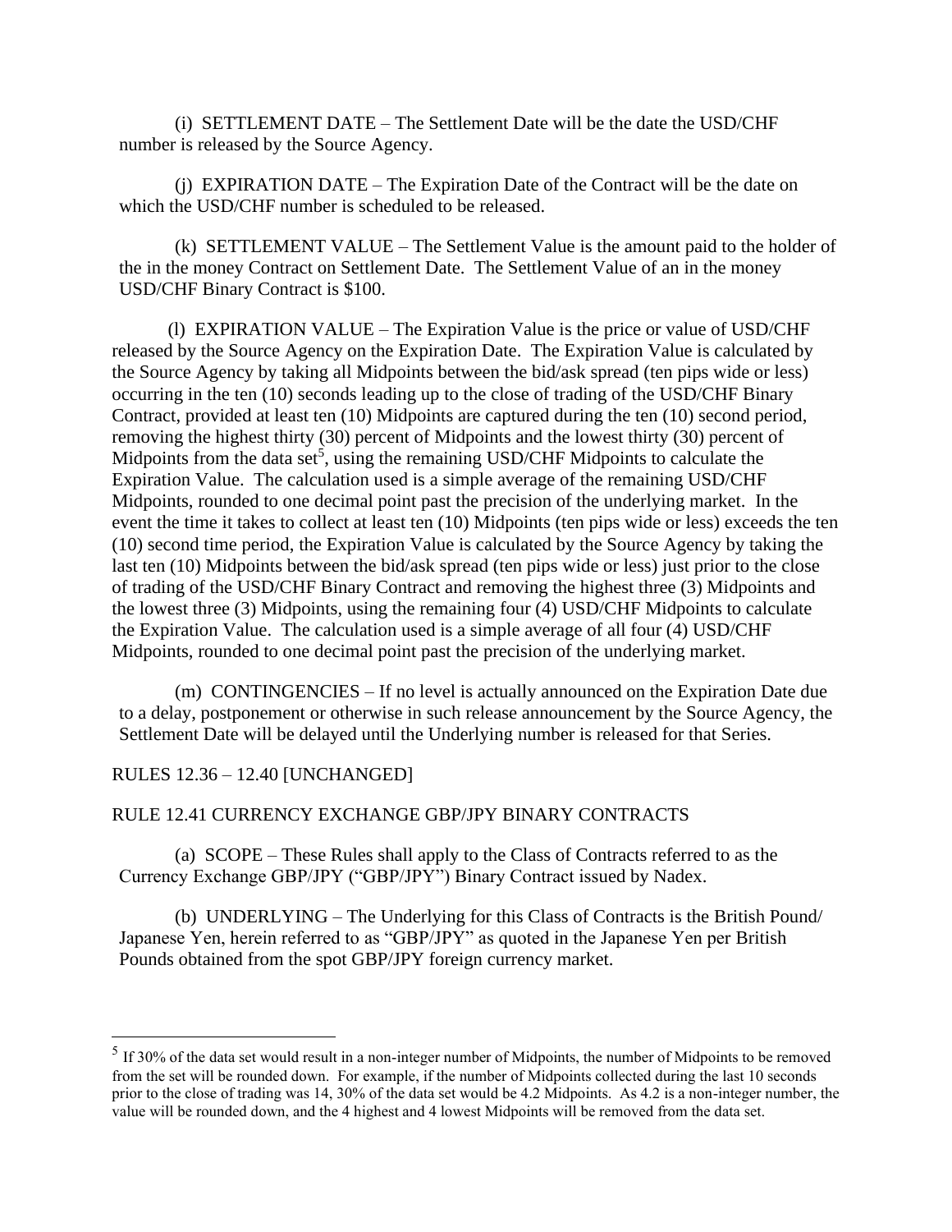(i) SETTLEMENT DATE – The Settlement Date will be the date the USD/CHF number is released by the Source Agency.

(j) EXPIRATION DATE – The Expiration Date of the Contract will be the date on which the USD/CHF number is scheduled to be released.

(k) SETTLEMENT VALUE – The Settlement Value is the amount paid to the holder of the in the money Contract on Settlement Date. The Settlement Value of an in the money USD/CHF Binary Contract is $100.

(l) EXPIRATION VALUE – The Expiration Value is the price or value of USD/CHF released by the Source Agency on the Expiration Date. The Expiration Value is calculated by the Source Agency by taking all Midpoints between the bid/ask spread (ten pips wide or less) occurring in the ten (10) seconds leading up to the close of trading of the USD/CHF Binary Contract, provided at least ten (10) Midpoints are captured during the ten (10) second period, removing the highest thirty (30) percent of Midpoints and the lowest thirty (30) percent of Midpoints from the data set[5], using the remaining USD/CHF Midpoints to calculate the Expiration Value. The calculation used is a simple average of the remaining USD/CHF Midpoints, rounded to one decimal point past the precision of the underlying market. In the event the time it takes to collect at least ten (10) Midpoints (ten pips wide or less) exceeds the ten (10) second time period, the Expiration Value is calculated by the Source Agency by taking the last ten (10) Midpoints between the bid/ask spread (ten pips wide or less) just prior to the close of trading of the USD/CHF Binary Contract and removing the highest three (3) Midpoints and the lowest three (3) Midpoints, using the remaining four (4) USD/CHF Midpoints to calculate the Expiration Value. The calculation used is a simple average of all four (4) USD/CHF Midpoints, rounded to one decimal point past the precision of the underlying market.

(m) CONTINGENCIES – If no level is actually announced on the Expiration Date due to a delay, postponement or otherwise in such release announcement by the Source Agency, the Settlement Date will be delayed until the Underlying number is released for that Series.

RULES 12.36 – 12.40 [UNCHANGED]

RULE 12.41 CURRENCY EXCHANGE GBP/JPY BINARY CONTRACTS

(a) SCOPE – These Rules shall apply to the Class of Contracts referred to as the Currency Exchange GBP/JPY ("GBP/JPY") Binary Contract issued by Nadex.

(b) UNDERLYING – The Underlying for this Class of Contracts is the British Pound/ Japanese Yen, herein referred to as "GBP/JPY" as quoted in the Japanese Yen per British Pounds obtained from the spot GBP/JPY foreign currency market.

---

[5] If 30% of the data set would result in a non-integer number of Midpoints, the number of Midpoints to be removed from the set will be rounded down. For example, if the number of Midpoints collected during the last 10 seconds prior to the close of trading was 14, 30% of the data set would be 4.2 Midpoints. As 4.2 is a non-integer number, the value will be rounded down, and the 4 highest and 4 lowest Midpoints will be removed from the data set.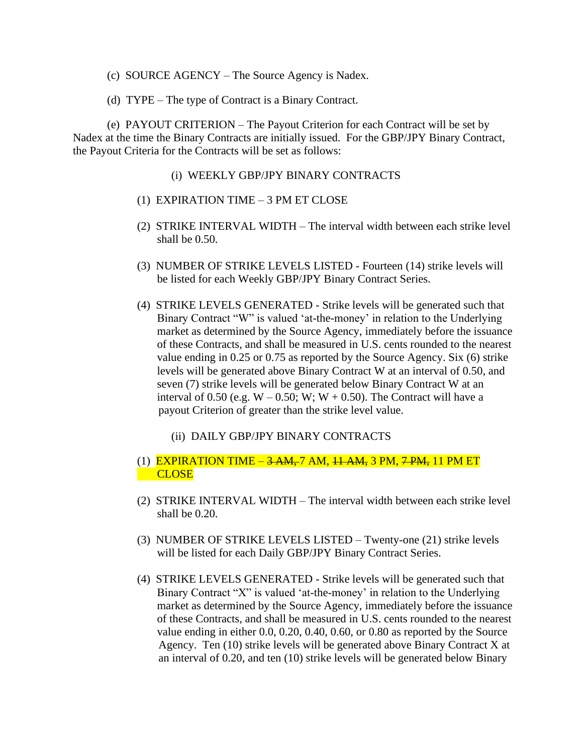(c) SOURCE AGENCY – The Source Agency is Nadex.

(d) TYPE – The type of Contract is a Binary Contract.

(e) PAYOUT CRITERION – The Payout Criterion for each Contract will be set by Nadex at the time the Binary Contracts are initially issued. For the GBP/JPY Binary Contract, the Payout Criteria for the Contracts will be set as follows:

(i) WEEKLY GBP/JPY BINARY CONTRACTS

(1) EXPIRATION TIME – 3 PM ET CLOSE

(2) STRIKE INTERVAL WIDTH – The interval width between each strike level shall be 0.50.

(3) NUMBER OF STRIKE LEVELS LISTED - Fourteen (14) strike levels will be listed for each Weekly GBP/JPY Binary Contract Series.

(4) STRIKE LEVELS GENERATED - Strike levels will be generated such that Binary Contract "W" is valued 'at-the-money' in relation to the Underlying market as determined by the Source Agency, immediately before the issuance of these Contracts, and shall be measured in U.S. cents rounded to the nearest value ending in 0.25 or 0.75 as reported by the Source Agency. Six (6) strike levels will be generated above Binary Contract W at an interval of 0.50, and seven (7) strike levels will be generated below Binary Contract W at an interval of 0.50 (e.g. W – 0.50; W; W + 0.50). The Contract will have a payout Criterion of greater than the strike level value.

(ii) DAILY GBP/JPY BINARY CONTRACTS

(1) EXPIRATION TIME – ~~3 AM,~~ 7 AM, ~~11 AM,~~ 3 PM, ~~7 PM,~~ 11 PM ET CLOSE

(2) STRIKE INTERVAL WIDTH – The interval width between each strike level shall be 0.20.

(3) NUMBER OF STRIKE LEVELS LISTED – Twenty-one (21) strike levels will be listed for each Daily GBP/JPY Binary Contract Series.

(4) STRIKE LEVELS GENERATED - Strike levels will be generated such that Binary Contract "X" is valued 'at-the-money' in relation to the Underlying market as determined by the Source Agency, immediately before the issuance of these Contracts, and shall be measured in U.S. cents rounded to the nearest value ending in either 0.0, 0.20, 0.40, 0.60, or 0.80 as reported by the Source Agency. Ten (10) strike levels will be generated above Binary Contract X at an interval of 0.20, and ten (10) strike levels will be generated below Binary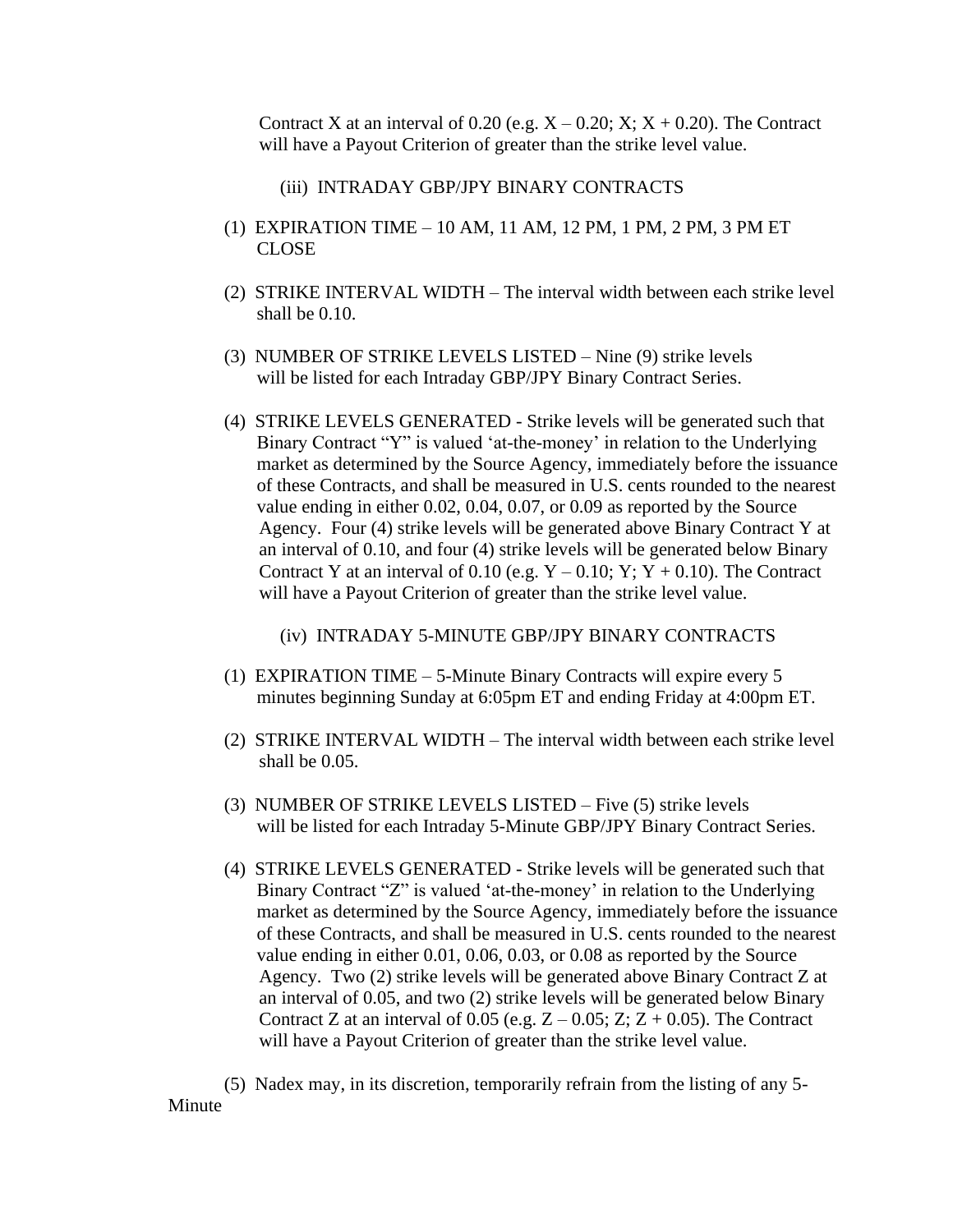Contract X at an interval of 0.20 (e.g. X – 0.20; X; X + 0.20). The Contract will have a Payout Criterion of greater than the strike level value.

(iii) INTRADAY GBP/JPY BINARY CONTRACTS

(1) EXPIRATION TIME – 10 AM, 11 AM, 12 PM, 1 PM, 2 PM, 3 PM ET CLOSE

(2) STRIKE INTERVAL WIDTH – The interval width between each strike level shall be 0.10.

(3) NUMBER OF STRIKE LEVELS LISTED – Nine (9) strike levels will be listed for each Intraday GBP/JPY Binary Contract Series.

(4) STRIKE LEVELS GENERATED - Strike levels will be generated such that Binary Contract "Y" is valued 'at-the-money' in relation to the Underlying market as determined by the Source Agency, immediately before the issuance of these Contracts, and shall be measured in U.S. cents rounded to the nearest value ending in either 0.02, 0.04, 0.07, or 0.09 as reported by the Source Agency. Four (4) strike levels will be generated above Binary Contract Y at an interval of 0.10, and four (4) strike levels will be generated below Binary Contract Y at an interval of 0.10 (e.g. Y – 0.10; Y; Y + 0.10). The Contract will have a Payout Criterion of greater than the strike level value.

(iv) INTRADAY 5-MINUTE GBP/JPY BINARY CONTRACTS

(1) EXPIRATION TIME – 5-Minute Binary Contracts will expire every 5 minutes beginning Sunday at 6:05pm ET and ending Friday at 4:00pm ET.

(2) STRIKE INTERVAL WIDTH – The interval width between each strike level shall be 0.05.

(3) NUMBER OF STRIKE LEVELS LISTED – Five (5) strike levels will be listed for each Intraday 5-Minute GBP/JPY Binary Contract Series.

(4) STRIKE LEVELS GENERATED - Strike levels will be generated such that Binary Contract "Z" is valued 'at-the-money' in relation to the Underlying market as determined by the Source Agency, immediately before the issuance of these Contracts, and shall be measured in U.S. cents rounded to the nearest value ending in either 0.01, 0.06, 0.03, or 0.08 as reported by the Source Agency. Two (2) strike levels will be generated above Binary Contract Z at an interval of 0.05, and two (2) strike levels will be generated below Binary Contract Z at an interval of 0.05 (e.g. Z – 0.05; Z; Z + 0.05). The Contract will have a Payout Criterion of greater than the strike level value.

(5) Nadex may, in its discretion, temporarily refrain from the listing of any 5-Minute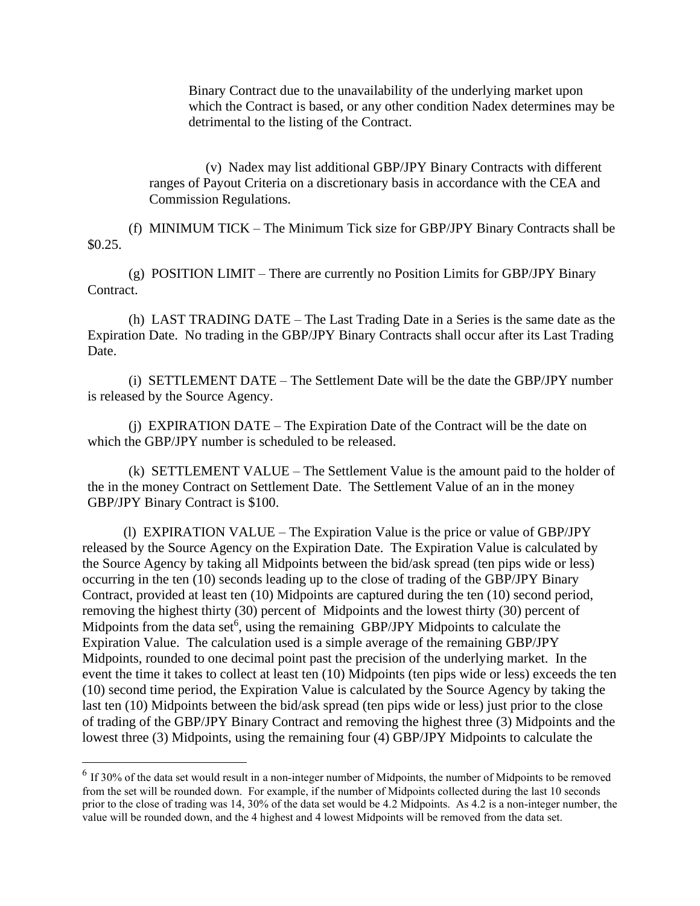Binary Contract due to the unavailability of the underlying market upon which the Contract is based, or any other condition Nadex determines may be detrimental to the listing of the Contract.

(v) Nadex may list additional GBP/JPY Binary Contracts with different ranges of Payout Criteria on a discretionary basis in accordance with the CEA and Commission Regulations.

(f) MINIMUM TICK – The Minimum Tick size for GBP/JPY Binary Contracts shall be $0.25.

(g) POSITION LIMIT – There are currently no Position Limits for GBP/JPY Binary Contract.

(h) LAST TRADING DATE – The Last Trading Date in a Series is the same date as the Expiration Date. No trading in the GBP/JPY Binary Contracts shall occur after its Last Trading Date.

(i) SETTLEMENT DATE – The Settlement Date will be the date the GBP/JPY number is released by the Source Agency.

(j) EXPIRATION DATE – The Expiration Date of the Contract will be the date on which the GBP/JPY number is scheduled to be released.

(k) SETTLEMENT VALUE – The Settlement Value is the amount paid to the holder of the in the money Contract on Settlement Date. The Settlement Value of an in the money GBP/JPY Binary Contract is $100.

(l) EXPIRATION VALUE – The Expiration Value is the price or value of GBP/JPY released by the Source Agency on the Expiration Date. The Expiration Value is calculated by the Source Agency by taking all Midpoints between the bid/ask spread (ten pips wide or less) occurring in the ten (10) seconds leading up to the close of trading of the GBP/JPY Binary Contract, provided at least ten (10) Midpoints are captured during the ten (10) second period, removing the highest thirty (30) percent of Midpoints and the lowest thirty (30) percent of Midpoints from the data set[6], using the remaining GBP/JPY Midpoints to calculate the Expiration Value. The calculation used is a simple average of the remaining GBP/JPY Midpoints, rounded to one decimal point past the precision of the underlying market. In the event the time it takes to collect at least ten (10) Midpoints (ten pips wide or less) exceeds the ten (10) second time period, the Expiration Value is calculated by the Source Agency by taking the last ten (10) Midpoints between the bid/ask spread (ten pips wide or less) just prior to the close of trading of the GBP/JPY Binary Contract and removing the highest three (3) Midpoints and the lowest three (3) Midpoints, using the remaining four (4) GBP/JPY Midpoints to calculate the

---

[6] If 30% of the data set would result in a non-integer number of Midpoints, the number of Midpoints to be removed from the set will be rounded down. For example, if the number of Midpoints collected during the last 10 seconds prior to the close of trading was 14, 30% of the data set would be 4.2 Midpoints. As 4.2 is a non-integer number, the value will be rounded down, and the 4 highest and 4 lowest Midpoints will be removed from the data set.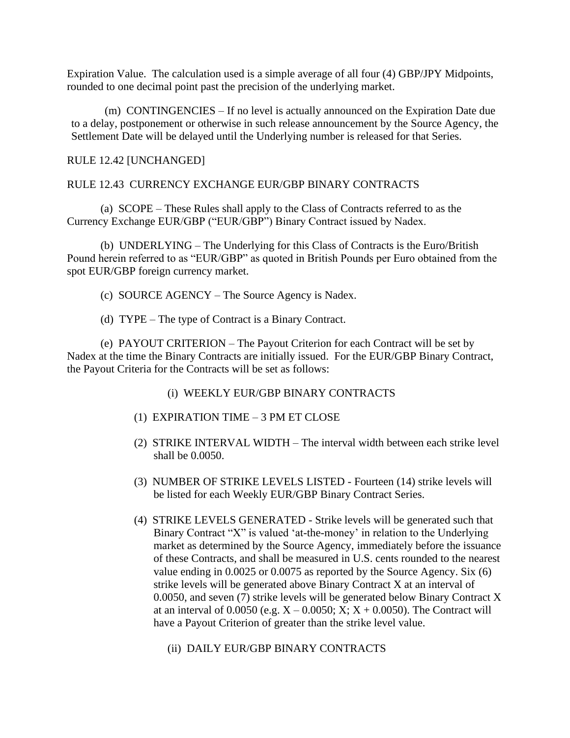Expiration Value. The calculation used is a simple average of all four (4) GBP/JPY Midpoints, rounded to one decimal point past the precision of the underlying market.

(m) CONTINGENCIES – If no level is actually announced on the Expiration Date due to a delay, postponement or otherwise in such release announcement by the Source Agency, the Settlement Date will be delayed until the Underlying number is released for that Series.

RULE 12.42 [UNCHANGED]

RULE 12.43 CURRENCY EXCHANGE EUR/GBP BINARY CONTRACTS

(a) SCOPE – These Rules shall apply to the Class of Contracts referred to as the Currency Exchange EUR/GBP ("EUR/GBP") Binary Contract issued by Nadex.

(b) UNDERLYING – The Underlying for this Class of Contracts is the Euro/British Pound herein referred to as "EUR/GBP" as quoted in British Pounds per Euro obtained from the spot EUR/GBP foreign currency market.

(c) SOURCE AGENCY – The Source Agency is Nadex.

(d) TYPE – The type of Contract is a Binary Contract.

(e) PAYOUT CRITERION – The Payout Criterion for each Contract will be set by Nadex at the time the Binary Contracts are initially issued. For the EUR/GBP Binary Contract, the Payout Criteria for the Contracts will be set as follows:

(i) WEEKLY EUR/GBP BINARY CONTRACTS

(1) EXPIRATION TIME – 3 PM ET CLOSE

(2) STRIKE INTERVAL WIDTH – The interval width between each strike level shall be 0.0050.

(3) NUMBER OF STRIKE LEVELS LISTED - Fourteen (14) strike levels will be listed for each Weekly EUR/GBP Binary Contract Series.

(4) STRIKE LEVELS GENERATED - Strike levels will be generated such that Binary Contract "X" is valued 'at-the-money' in relation to the Underlying market as determined by the Source Agency, immediately before the issuance of these Contracts, and shall be measured in U.S. cents rounded to the nearest value ending in 0.0025 or 0.0075 as reported by the Source Agency. Six (6) strike levels will be generated above Binary Contract X at an interval of 0.0050, and seven (7) strike levels will be generated below Binary Contract X at an interval of 0.0050 (e.g. X – 0.0050; X; X + 0.0050). The Contract will have a Payout Criterion of greater than the strike level value.

(ii) DAILY EUR/GBP BINARY CONTRACTS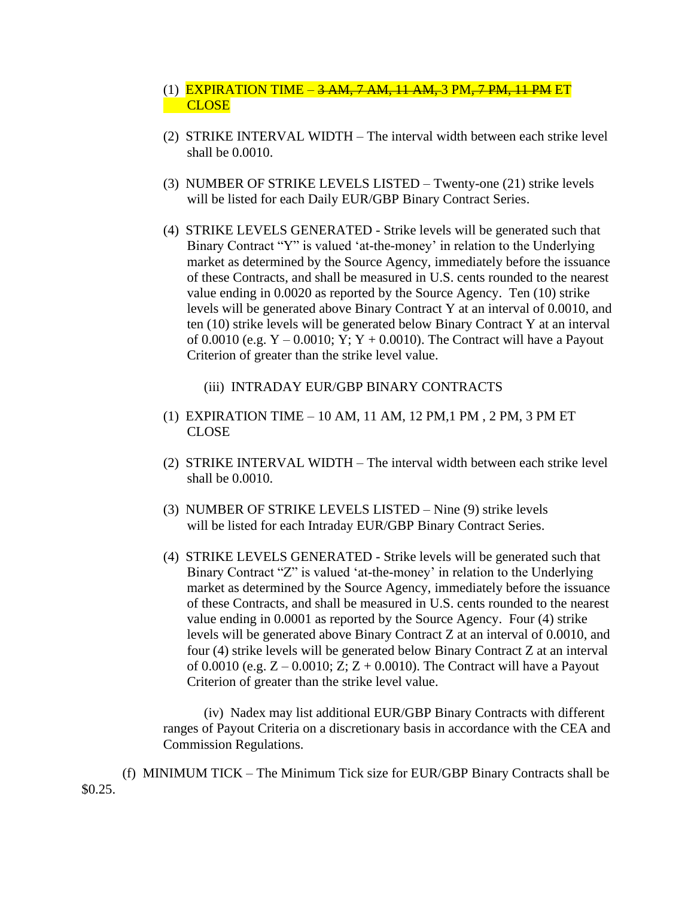(1) EXPIRATION TIME – ~~3 AM, 7 AM, 11 AM,~~ 3 PM~~, 7 PM, 11 PM~~ ET CLOSE

(2) STRIKE INTERVAL WIDTH – The interval width between each strike level shall be 0.0010.

(3) NUMBER OF STRIKE LEVELS LISTED – Twenty-one (21) strike levels will be listed for each Daily EUR/GBP Binary Contract Series.

(4) STRIKE LEVELS GENERATED - Strike levels will be generated such that Binary Contract "Y" is valued 'at-the-money' in relation to the Underlying market as determined by the Source Agency, immediately before the issuance of these Contracts, and shall be measured in U.S. cents rounded to the nearest value ending in 0.0020 as reported by the Source Agency. Ten (10) strike levels will be generated above Binary Contract Y at an interval of 0.0010, and ten (10) strike levels will be generated below Binary Contract Y at an interval of 0.0010 (e.g. Y – 0.0010; Y; Y + 0.0010). The Contract will have a Payout Criterion of greater than the strike level value.

(iii) INTRADAY EUR/GBP BINARY CONTRACTS

(1) EXPIRATION TIME – 10 AM, 11 AM, 12 PM,1 PM , 2 PM, 3 PM ET CLOSE

(2) STRIKE INTERVAL WIDTH – The interval width between each strike level shall be 0.0010.

(3) NUMBER OF STRIKE LEVELS LISTED – Nine (9) strike levels will be listed for each Intraday EUR/GBP Binary Contract Series.

(4) STRIKE LEVELS GENERATED - Strike levels will be generated such that Binary Contract "Z" is valued 'at-the-money' in relation to the Underlying market as determined by the Source Agency, immediately before the issuance of these Contracts, and shall be measured in U.S. cents rounded to the nearest value ending in 0.0001 as reported by the Source Agency. Four (4) strike levels will be generated above Binary Contract Z at an interval of 0.0010, and four (4) strike levels will be generated below Binary Contract Z at an interval of 0.0010 (e.g. Z – 0.0010; Z; Z + 0.0010). The Contract will have a Payout Criterion of greater than the strike level value.

(iv) Nadex may list additional EUR/GBP Binary Contracts with different ranges of Payout Criteria on a discretionary basis in accordance with the CEA and Commission Regulations.

(f) MINIMUM TICK – The Minimum Tick size for EUR/GBP Binary Contracts shall be $0.25.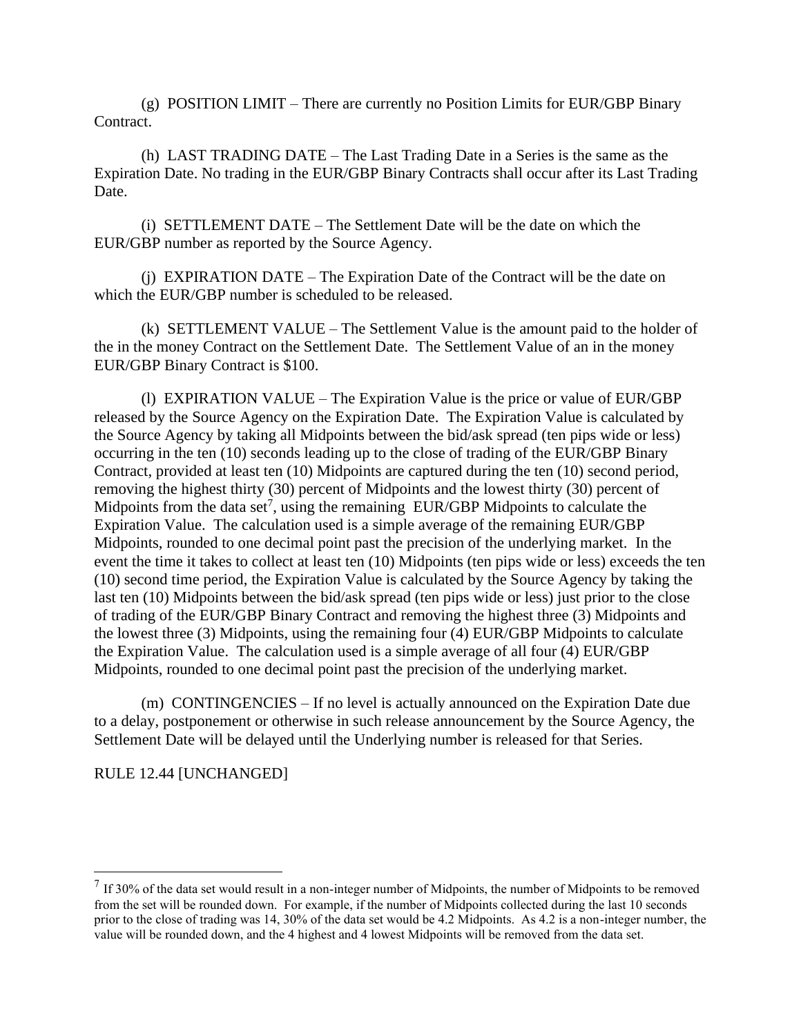(g) POSITION LIMIT – There are currently no Position Limits for EUR/GBP Binary Contract.

(h) LAST TRADING DATE – The Last Trading Date in a Series is the same as the Expiration Date. No trading in the EUR/GBP Binary Contracts shall occur after its Last Trading Date.

(i) SETTLEMENT DATE – The Settlement Date will be the date on which the EUR/GBP number as reported by the Source Agency.

(j) EXPIRATION DATE – The Expiration Date of the Contract will be the date on which the EUR/GBP number is scheduled to be released.

(k) SETTLEMENT VALUE – The Settlement Value is the amount paid to the holder of the in the money Contract on the Settlement Date. The Settlement Value of an in the money EUR/GBP Binary Contract is $100.

(l) EXPIRATION VALUE – The Expiration Value is the price or value of EUR/GBP released by the Source Agency on the Expiration Date. The Expiration Value is calculated by the Source Agency by taking all Midpoints between the bid/ask spread (ten pips wide or less) occurring in the ten (10) seconds leading up to the close of trading of the EUR/GBP Binary Contract, provided at least ten (10) Midpoints are captured during the ten (10) second period, removing the highest thirty (30) percent of Midpoints and the lowest thirty (30) percent of Midpoints from the data set[7], using the remaining EUR/GBP Midpoints to calculate the Expiration Value. The calculation used is a simple average of the remaining EUR/GBP Midpoints, rounded to one decimal point past the precision of the underlying market. In the event the time it takes to collect at least ten (10) Midpoints (ten pips wide or less) exceeds the ten (10) second time period, the Expiration Value is calculated by the Source Agency by taking the last ten (10) Midpoints between the bid/ask spread (ten pips wide or less) just prior to the close of trading of the EUR/GBP Binary Contract and removing the highest three (3) Midpoints and the lowest three (3) Midpoints, using the remaining four (4) EUR/GBP Midpoints to calculate the Expiration Value. The calculation used is a simple average of all four (4) EUR/GBP Midpoints, rounded to one decimal point past the precision of the underlying market.

(m) CONTINGENCIES – If no level is actually announced on the Expiration Date due to a delay, postponement or otherwise in such release announcement by the Source Agency, the Settlement Date will be delayed until the Underlying number is released for that Series.

RULE 12.44 [UNCHANGED]

---

[7] If 30% of the data set would result in a non-integer number of Midpoints, the number of Midpoints to be removed from the set will be rounded down. For example, if the number of Midpoints collected during the last 10 seconds prior to the close of trading was 14, 30% of the data set would be 4.2 Midpoints. As 4.2 is a non-integer number, the value will be rounded down, and the 4 highest and 4 lowest Midpoints will be removed from the data set.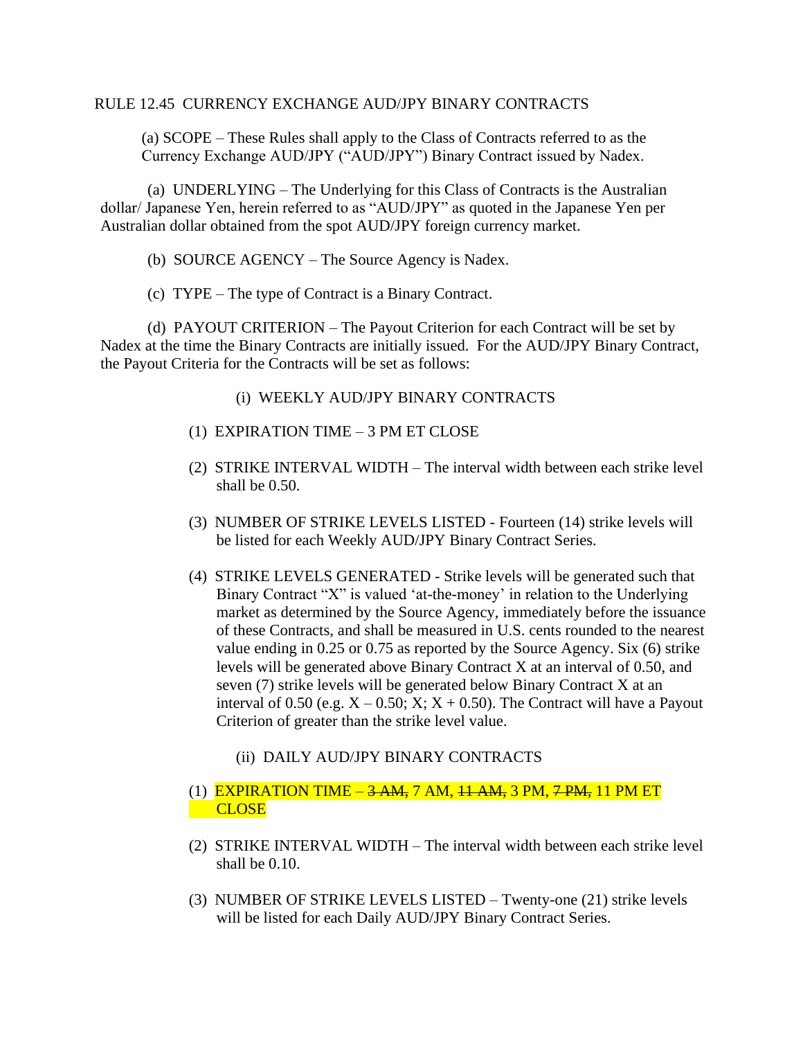RULE 12.45 CURRENCY EXCHANGE AUD/JPY BINARY CONTRACTS

(a) SCOPE – These Rules shall apply to the Class of Contracts referred to as the Currency Exchange AUD/JPY ("AUD/JPY") Binary Contract issued by Nadex.

(a) UNDERLYING – The Underlying for this Class of Contracts is the Australian dollar/ Japanese Yen, herein referred to as "AUD/JPY" as quoted in the Japanese Yen per Australian dollar obtained from the spot AUD/JPY foreign currency market.

(b) SOURCE AGENCY – The Source Agency is Nadex.

(c) TYPE – The type of Contract is a Binary Contract.

(d) PAYOUT CRITERION – The Payout Criterion for each Contract will be set by Nadex at the time the Binary Contracts are initially issued. For the AUD/JPY Binary Contract, the Payout Criteria for the Contracts will be set as follows:

(i) WEEKLY AUD/JPY BINARY CONTRACTS

(1) EXPIRATION TIME – 3 PM ET CLOSE

(2) STRIKE INTERVAL WIDTH – The interval width between each strike level shall be 0.50.

(3) NUMBER OF STRIKE LEVELS LISTED - Fourteen (14) strike levels will be listed for each Weekly AUD/JPY Binary Contract Series.

(4) STRIKE LEVELS GENERATED - Strike levels will be generated such that Binary Contract "X" is valued 'at-the-money' in relation to the Underlying market as determined by the Source Agency, immediately before the issuance of these Contracts, and shall be measured in U.S. cents rounded to the nearest value ending in 0.25 or 0.75 as reported by the Source Agency. Six (6) strike levels will be generated above Binary Contract X at an interval of 0.50, and seven (7) strike levels will be generated below Binary Contract X at an interval of 0.50 (e.g. X – 0.50; X; X + 0.50). The Contract will have a Payout Criterion of greater than the strike level value.

(ii) DAILY AUD/JPY BINARY CONTRACTS

(1) EXPIRATION TIME – ~~3 AM,~~ 7 AM, ~~11 AM,~~ 3 PM, ~~7 PM,~~ 11 PM ET CLOSE

(2) STRIKE INTERVAL WIDTH – The interval width between each strike level shall be 0.10.

(3) NUMBER OF STRIKE LEVELS LISTED – Twenty-one (21) strike levels will be listed for each Daily AUD/JPY Binary Contract Series.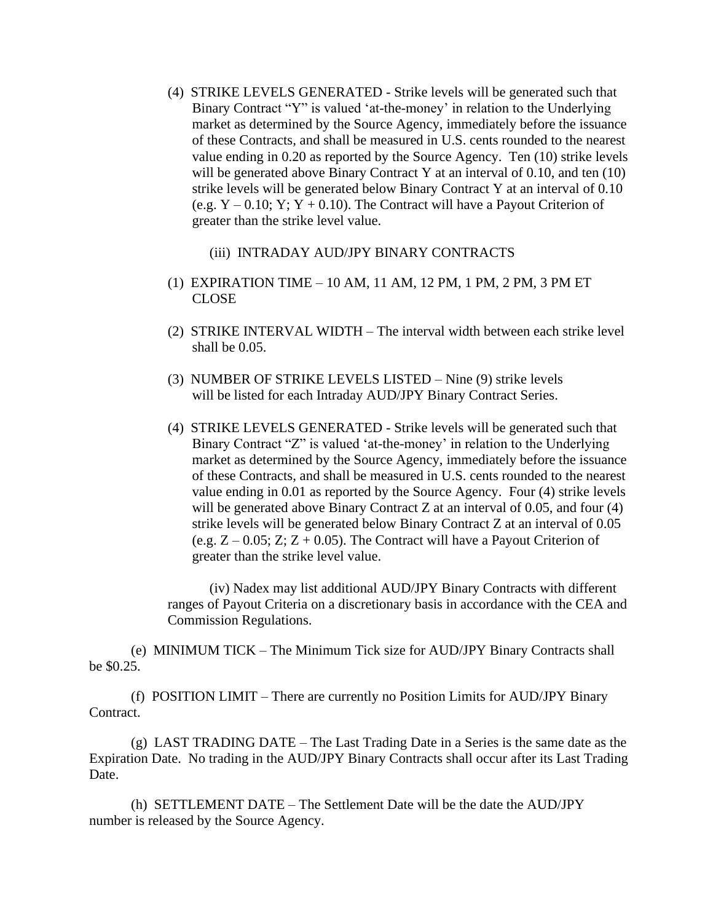(4) STRIKE LEVELS GENERATED - Strike levels will be generated such that Binary Contract "Y" is valued 'at-the-money' in relation to the Underlying market as determined by the Source Agency, immediately before the issuance of these Contracts, and shall be measured in U.S. cents rounded to the nearest value ending in 0.20 as reported by the Source Agency. Ten (10) strike levels will be generated above Binary Contract Y at an interval of 0.10, and ten (10) strike levels will be generated below Binary Contract Y at an interval of 0.10 (e.g. Y – 0.10; Y; Y + 0.10). The Contract will have a Payout Criterion of greater than the strike level value.

(iii) INTRADAY AUD/JPY BINARY CONTRACTS

(1) EXPIRATION TIME – 10 AM, 11 AM, 12 PM, 1 PM, 2 PM, 3 PM ET CLOSE

(2) STRIKE INTERVAL WIDTH – The interval width between each strike level shall be 0.05.

(3) NUMBER OF STRIKE LEVELS LISTED – Nine (9) strike levels will be listed for each Intraday AUD/JPY Binary Contract Series.

(4) STRIKE LEVELS GENERATED - Strike levels will be generated such that Binary Contract "Z" is valued 'at-the-money' in relation to the Underlying market as determined by the Source Agency, immediately before the issuance of these Contracts, and shall be measured in U.S. cents rounded to the nearest value ending in 0.01 as reported by the Source Agency. Four (4) strike levels will be generated above Binary Contract Z at an interval of 0.05, and four (4) strike levels will be generated below Binary Contract Z at an interval of 0.05 (e.g. Z – 0.05; Z; Z + 0.05). The Contract will have a Payout Criterion of greater than the strike level value.

(iv) Nadex may list additional AUD/JPY Binary Contracts with different ranges of Payout Criteria on a discretionary basis in accordance with the CEA and Commission Regulations.

(e) MINIMUM TICK – The Minimum Tick size for AUD/JPY Binary Contracts shall be $0.25.

(f) POSITION LIMIT – There are currently no Position Limits for AUD/JPY Binary Contract.

(g) LAST TRADING DATE – The Last Trading Date in a Series is the same date as the Expiration Date. No trading in the AUD/JPY Binary Contracts shall occur after its Last Trading Date.

(h) SETTLEMENT DATE – The Settlement Date will be the date the AUD/JPY number is released by the Source Agency.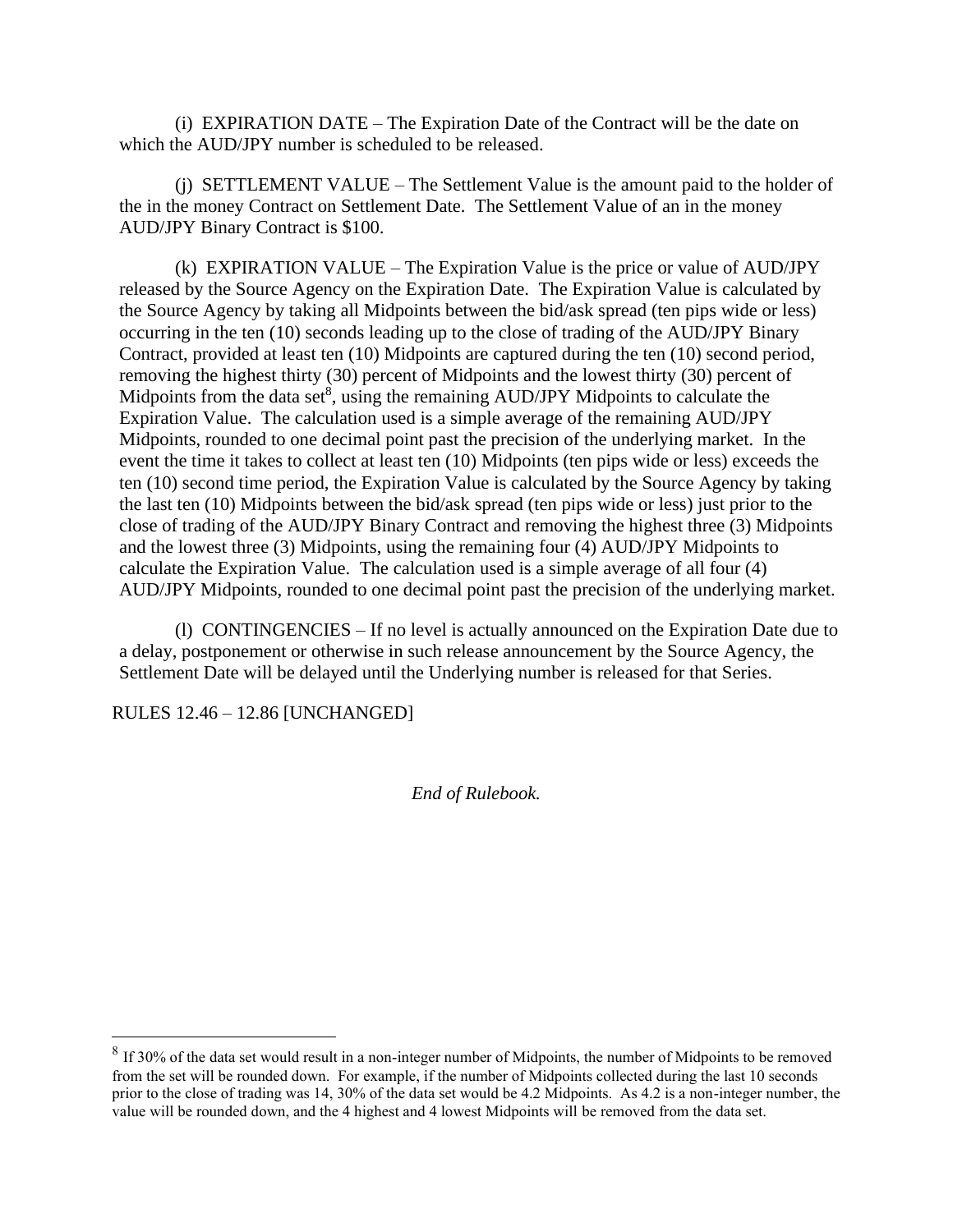(i) EXPIRATION DATE – The Expiration Date of the Contract will be the date on which the AUD/JPY number is scheduled to be released.

(j) SETTLEMENT VALUE – The Settlement Value is the amount paid to the holder of the in the money Contract on Settlement Date. The Settlement Value of an in the money AUD/JPY Binary Contract is $100.

(k) EXPIRATION VALUE – The Expiration Value is the price or value of AUD/JPY released by the Source Agency on the Expiration Date. The Expiration Value is calculated by the Source Agency by taking all Midpoints between the bid/ask spread (ten pips wide or less) occurring in the ten (10) seconds leading up to the close of trading of the AUD/JPY Binary Contract, provided at least ten (10) Midpoints are captured during the ten (10) second period, removing the highest thirty (30) percent of Midpoints and the lowest thirty (30) percent of Midpoints from the data set[8], using the remaining AUD/JPY Midpoints to calculate the Expiration Value. The calculation used is a simple average of the remaining AUD/JPY Midpoints, rounded to one decimal point past the precision of the underlying market. In the event the time it takes to collect at least ten (10) Midpoints (ten pips wide or less) exceeds the ten (10) second time period, the Expiration Value is calculated by the Source Agency by taking the last ten (10) Midpoints between the bid/ask spread (ten pips wide or less) just prior to the close of trading of the AUD/JPY Binary Contract and removing the highest three (3) Midpoints and the lowest three (3) Midpoints, using the remaining four (4) AUD/JPY Midpoints to calculate the Expiration Value. The calculation used is a simple average of all four (4) AUD/JPY Midpoints, rounded to one decimal point past the precision of the underlying market.

(l) CONTINGENCIES – If no level is actually announced on the Expiration Date due to a delay, postponement or otherwise in such release announcement by the Source Agency, the Settlement Date will be delayed until the Underlying number is released for that Series.

RULES 12.46 – 12.86 [UNCHANGED]

*End of Rulebook.*

[8] If 30% of the data set would result in a non-integer number of Midpoints, the number of Midpoints to be removed from the set will be rounded down. For example, if the number of Midpoints collected during the last 10 seconds prior to the close of trading was 14, 30% of the data set would be 4.2 Midpoints. As 4.2 is a non-integer number, the value will be rounded down, and the 4 highest and 4 lowest Midpoints will be removed from the data set.